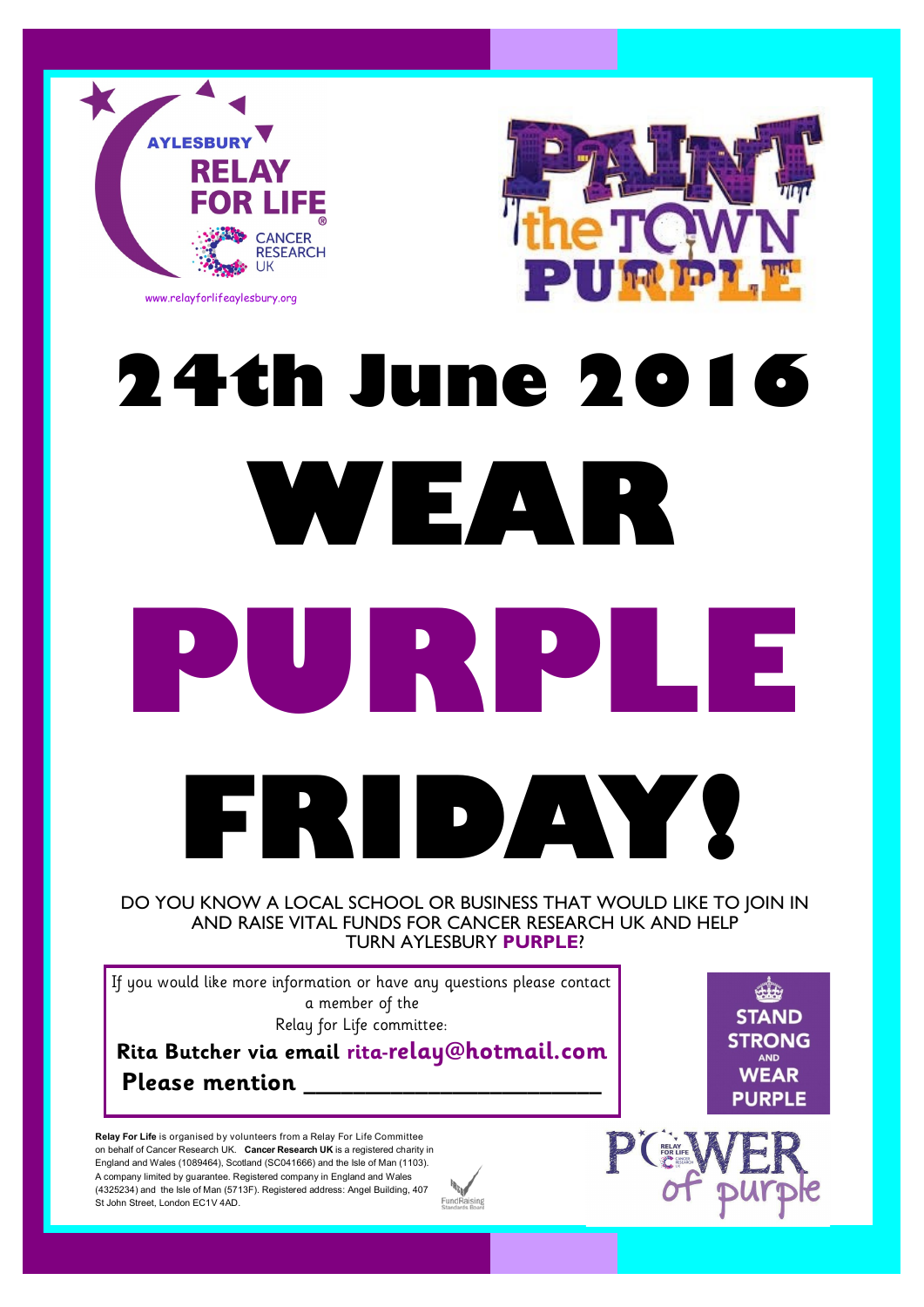AYLESBURY RELAY FOR LIFE

CANCER RESEARCH UK

www.relayforlifeaylesbury.org

PAINT the TOWN PURPLE

# 24th June 2016

# WEAR PURPLE FRIDAY!

DO YOU KNOW A LOCAL SCHOOL OR BUSINESS THAT WOULD LIKE TO JOIN IN AND RAISE VITAL FUNDS FOR CANCER RESEARCH UK AND HELP TURN AYLESBURY **PURPLE**?

If you would like more information or have any questions please contact a member of the Relay for Life committee:

**Rita Butcher via email rita-relay@hotmail.com**

**Please mention ____________________**

STAND STRONG AND WEAR PURPLE

POWER of purple

**Relay For Life** is organised by volunteers from a Relay For Life Committee on behalf of Cancer Research UK. **Cancer Research UK** is a registered charity in England and Wales (1089464), Scotland (SC041666) and the Isle of Man (1103). A company limited by guarantee. Registered company in England and Wales (4325234) and the Isle of Man (5713F). Registered address: Angel Building, 407 St John Street, London EC1V 4AD.

FundRaising Standards Board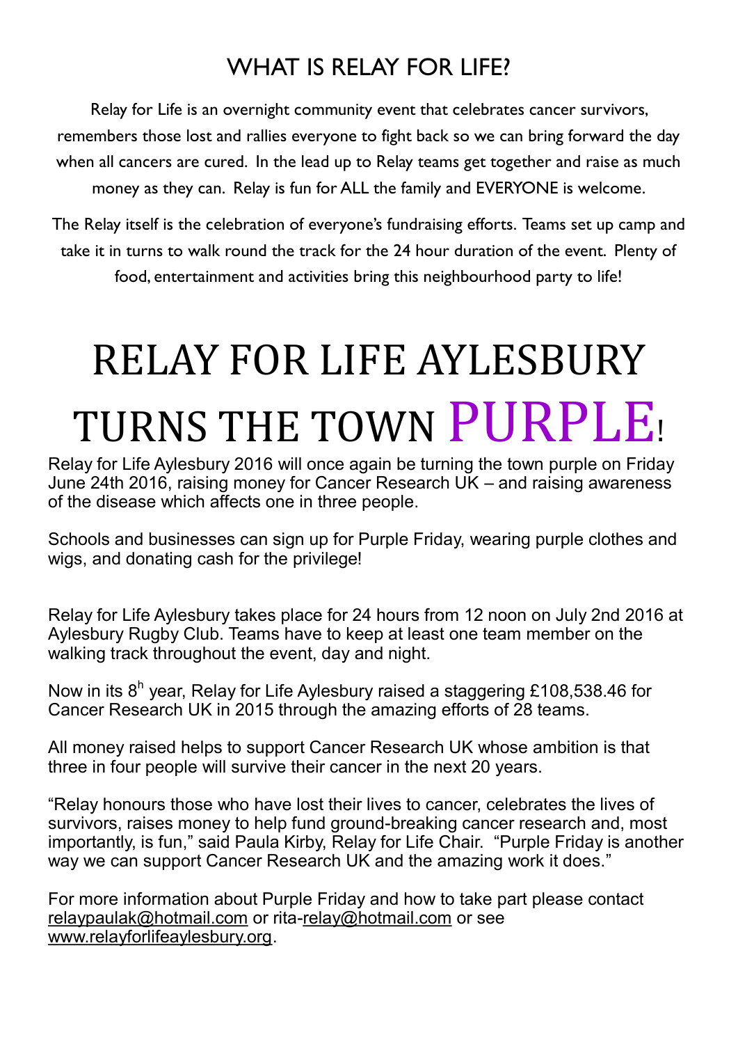## WHAT IS RELAY FOR LIFE?

Relay for Life is an overnight community event that celebrates cancer survivors, remembers those lost and rallies everyone to fight back so we can bring forward the day when all cancers are cured. In the lead up to Relay teams get together and raise as much money as they can. Relay is fun for ALL the family and EVERYONE is welcome.

The Relay itself is the celebration of everyone's fundraising efforts. Teams set up camp and take it in turns to walk round the track for the 24 hour duration of the event. Plenty of food, entertainment and activities bring this neighbourhood party to life!

# RELAY FOR LIFE AYLESBURY TURNS THE TOWN PURPLE!

Relay for Life Aylesbury 2016 will once again be turning the town purple on Friday June 24th 2016, raising money for Cancer Research UK – and raising awareness of the disease which affects one in three people.

Schools and businesses can sign up for Purple Friday, wearing purple clothes and wigs, and donating cash for the privilege!

Relay for Life Aylesbury takes place for 24 hours from 12 noon on July 2nd 2016 at Aylesbury Rugby Club. Teams have to keep at least one team member on the walking track throughout the event, day and night.

Now in its 8h year, Relay for Life Aylesbury raised a staggering £108,538.46 for Cancer Research UK in 2015 through the amazing efforts of 28 teams.

All money raised helps to support Cancer Research UK whose ambition is that three in four people will survive their cancer in the next 20 years.

"Relay honours those who have lost their lives to cancer, celebrates the lives of survivors, raises money to help fund ground-breaking cancer research and, most importantly, is fun," said Paula Kirby, Relay for Life Chair. "Purple Friday is another way we can support Cancer Research UK and the amazing work it does."

For more information about Purple Friday and how to take part please contact relaypaulak@hotmail.com or rita-relay@hotmail.com or see www.relayforlifeaylesbury.org.